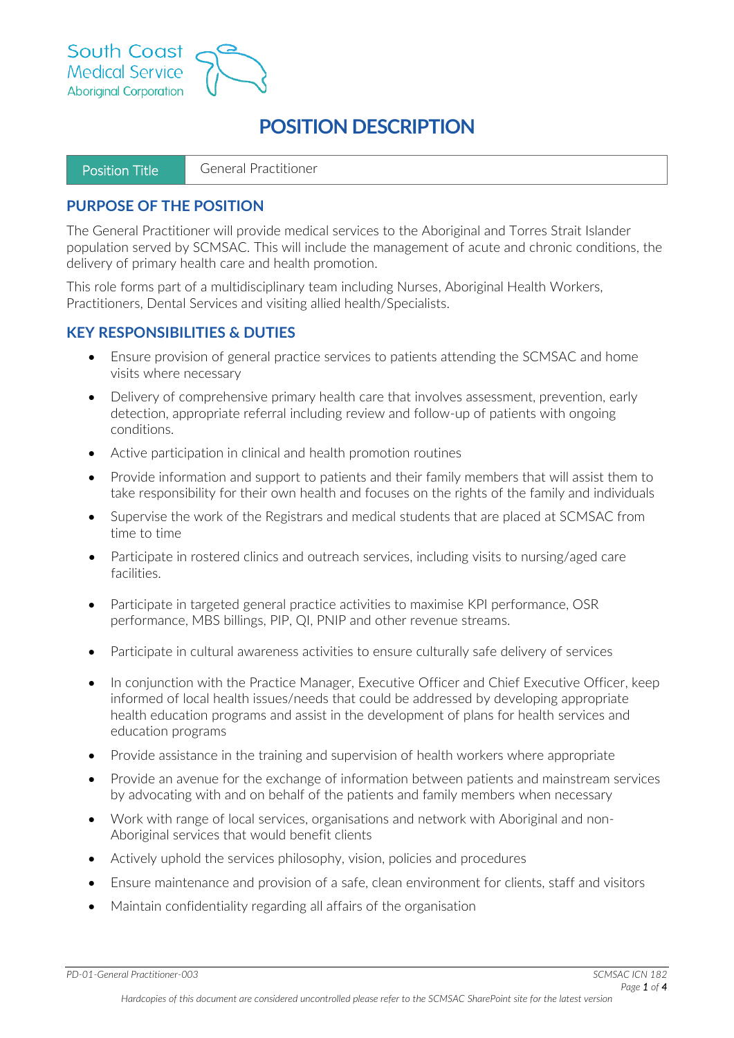South Coast Medical Service Aboriginal Corporation

# POSITION DESCRIPTION

| Position Title | General Practitioner |
|---|---|

## PURPOSE OF THE POSITION

The General Practitioner will provide medical services to the Aboriginal and Torres Strait Islander population served by SCMSAC. This will include the management of acute and chronic conditions, the delivery of primary health care and health promotion.

This role forms part of a multidisciplinary team including Nurses, Aboriginal Health Workers, Practitioners, Dental Services and visiting allied health/Specialists.

## KEY RESPONSIBILITIES & DUTIES

- Ensure provision of general practice services to patients attending the SCMSAC and home visits where necessary
- Delivery of comprehensive primary health care that involves assessment, prevention, early detection, appropriate referral including review and follow-up of patients with ongoing conditions.
- Active participation in clinical and health promotion routines
- Provide information and support to patients and their family members that will assist them to take responsibility for their own health and focuses on the rights of the family and individuals
- Supervise the work of the Registrars and medical students that are placed at SCMSAC from time to time
- Participate in rostered clinics and outreach services, including visits to nursing/aged care facilities.
- Participate in targeted general practice activities to maximise KPI performance, OSR performance, MBS billings, PIP, QI, PNIP and other revenue streams.
- Participate in cultural awareness activities to ensure culturally safe delivery of services
- In conjunction with the Practice Manager, Executive Officer and Chief Executive Officer, keep informed of local health issues/needs that could be addressed by developing appropriate health education programs and assist in the development of plans for health services and education programs
- Provide assistance in the training and supervision of health workers where appropriate
- Provide an avenue for the exchange of information between patients and mainstream services by advocating with and on behalf of the patients and family members when necessary
- Work with range of local services, organisations and network with Aboriginal and non-Aboriginal services that would benefit clients
- Actively uphold the services philosophy, vision, policies and procedures
- Ensure maintenance and provision of a safe, clean environment for clients, staff and visitors
- Maintain confidentiality regarding all affairs of the organisation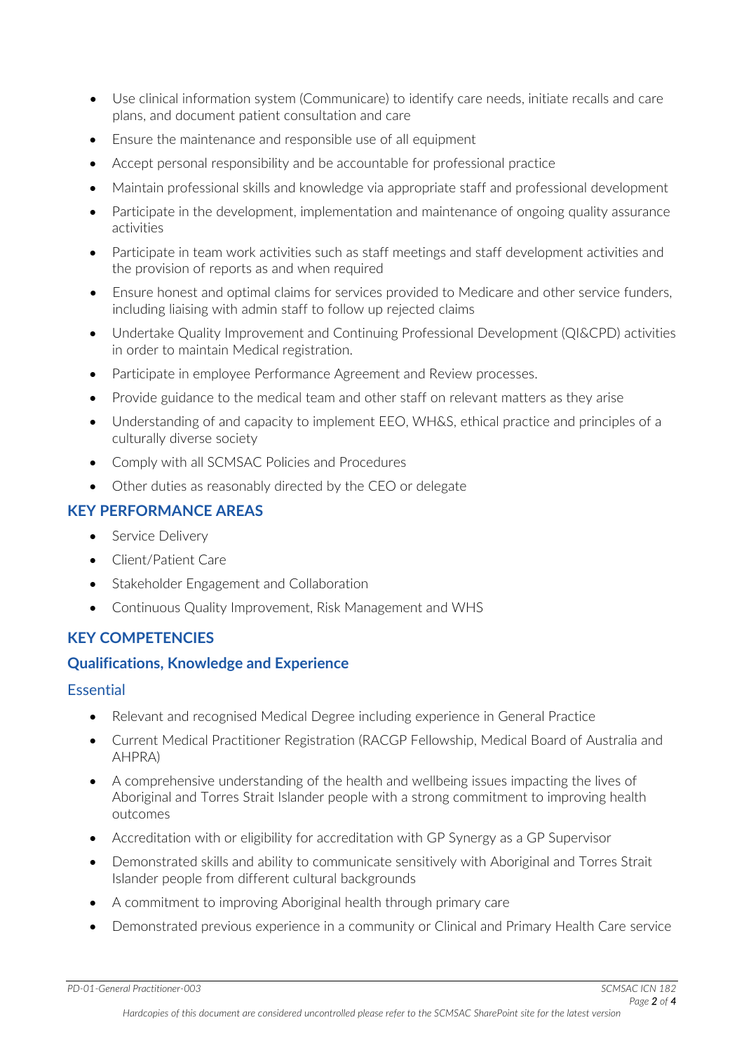- Use clinical information system (Communicare) to identify care needs, initiate recalls and care plans, and document patient consultation and care
- Ensure the maintenance and responsible use of all equipment
- Accept personal responsibility and be accountable for professional practice
- Maintain professional skills and knowledge via appropriate staff and professional development
- Participate in the development, implementation and maintenance of ongoing quality assurance activities
- Participate in team work activities such as staff meetings and staff development activities and the provision of reports as and when required
- Ensure honest and optimal claims for services provided to Medicare and other service funders, including liaising with admin staff to follow up rejected claims
- Undertake Quality Improvement and Continuing Professional Development (QI&CPD) activities in order to maintain Medical registration.
- Participate in employee Performance Agreement and Review processes.
- Provide guidance to the medical team and other staff on relevant matters as they arise
- Understanding of and capacity to implement EEO, WH&S, ethical practice and principles of a culturally diverse society
- Comply with all SCMSAC Policies and Procedures
- Other duties as reasonably directed by the CEO or delegate

## KEY PERFORMANCE AREAS

- Service Delivery
- Client/Patient Care
- Stakeholder Engagement and Collaboration
- Continuous Quality Improvement, Risk Management and WHS

## KEY COMPETENCIES

### Qualifications, Knowledge and Experience

#### Essential

- Relevant and recognised Medical Degree including experience in General Practice
- Current Medical Practitioner Registration (RACGP Fellowship, Medical Board of Australia and AHPRA)
- A comprehensive understanding of the health and wellbeing issues impacting the lives of Aboriginal and Torres Strait Islander people with a strong commitment to improving health outcomes
- Accreditation with or eligibility for accreditation with GP Synergy as a GP Supervisor
- Demonstrated skills and ability to communicate sensitively with Aboriginal and Torres Strait Islander people from different cultural backgrounds
- A commitment to improving Aboriginal health through primary care
- Demonstrated previous experience in a community or Clinical and Primary Health Care service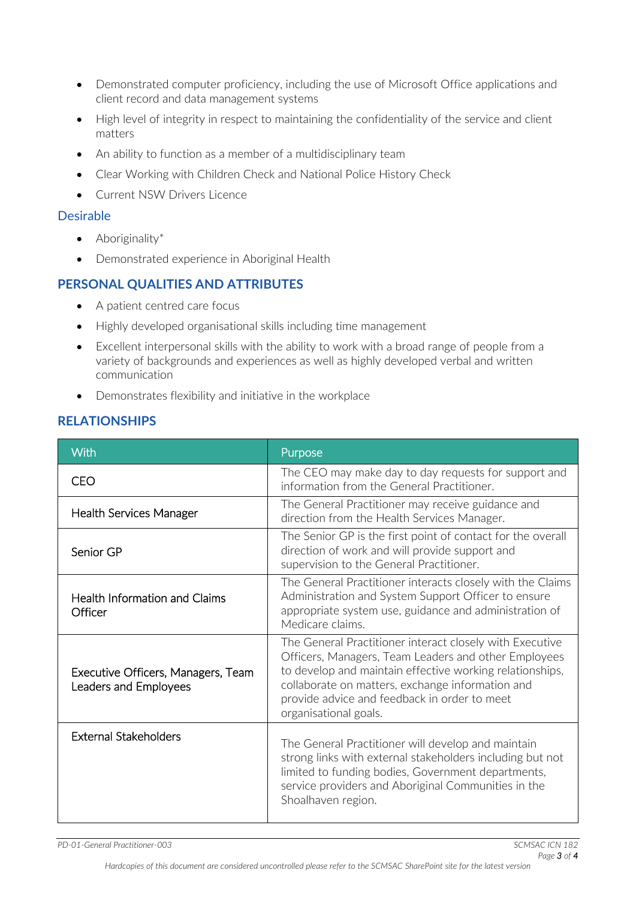- Demonstrated computer proficiency, including the use of Microsoft Office applications and client record and data management systems
- High level of integrity in respect to maintaining the confidentiality of the service and client matters
- An ability to function as a member of a multidisciplinary team
- Clear Working with Children Check and National Police History Check
- Current NSW Drivers Licence

### Desirable

- Aboriginality*
- Demonstrated experience in Aboriginal Health

## PERSONAL QUALITIES AND ATTRIBUTES

- A patient centred care focus
- Highly developed organisational skills including time management
- Excellent interpersonal skills with the ability to work with a broad range of people from a variety of backgrounds and experiences as well as highly developed verbal and written communication
- Demonstrates flexibility and initiative in the workplace

## RELATIONSHIPS

| With | Purpose |
|---|---|
| CEO | The CEO may make day to day requests for support and information from the General Practitioner. |
| Health Services Manager | The General Practitioner may receive guidance and direction from the Health Services Manager. |
| Senior GP | The Senior GP is the first point of contact for the overall direction of work and will provide support and supervision to the General Practitioner. |
| Health Information and Claims Officer | The General Practitioner interacts closely with the Claims Administration and System Support Officer to ensure appropriate system use, guidance and administration of Medicare claims. |
| Executive Officers, Managers, Team Leaders and Employees | The General Practitioner interact closely with Executive Officers, Managers, Team Leaders and other Employees to develop and maintain effective working relationships, collaborate on matters, exchange information and provide advice and feedback in order to meet organisational goals. |
| External Stakeholders | The General Practitioner will develop and maintain strong links with external stakeholders including but not limited to funding bodies, Government departments, service providers and Aboriginal Communities in the Shoalhaven region. |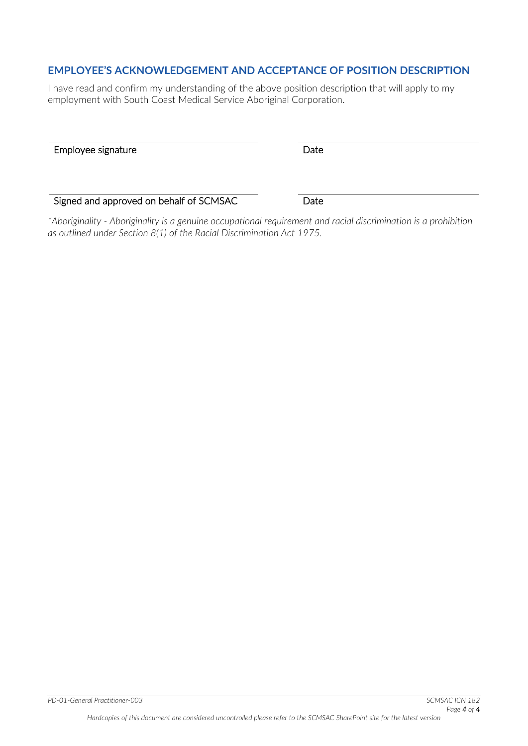## EMPLOYEE'S ACKNOWLEDGEMENT AND ACCEPTANCE OF POSITION DESCRIPTION

I have read and confirm my understanding of the above position description that will apply to my employment with South Coast Medical Service Aboriginal Corporation.

| | |
|---|---|
| Employee signature | Date |
| Signed and approved on behalf of SCMSAC | Date |

*\*Aboriginality - Aboriginality is a genuine occupational requirement and racial discrimination is a prohibition as outlined under Section 8(1) of the Racial Discrimination Act 1975.*